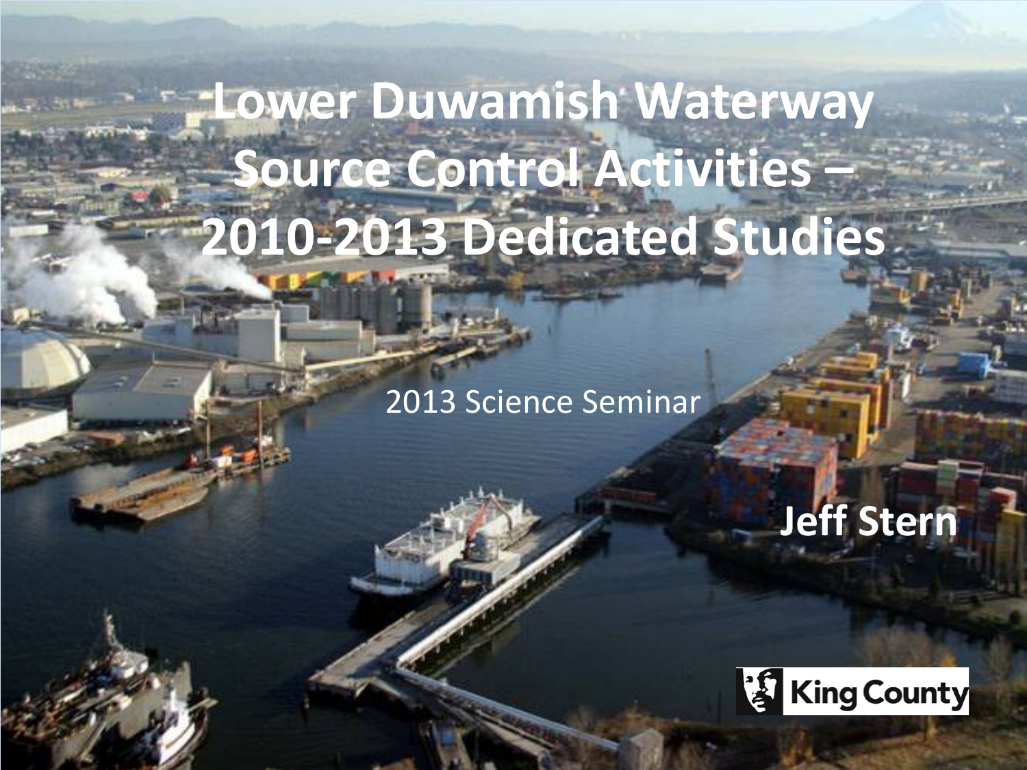# Lower Duwamish Waterway Source Control Activities – 2010-2013 Dedicated Studies

2013 Science Seminar

**Jeff Stern**

King County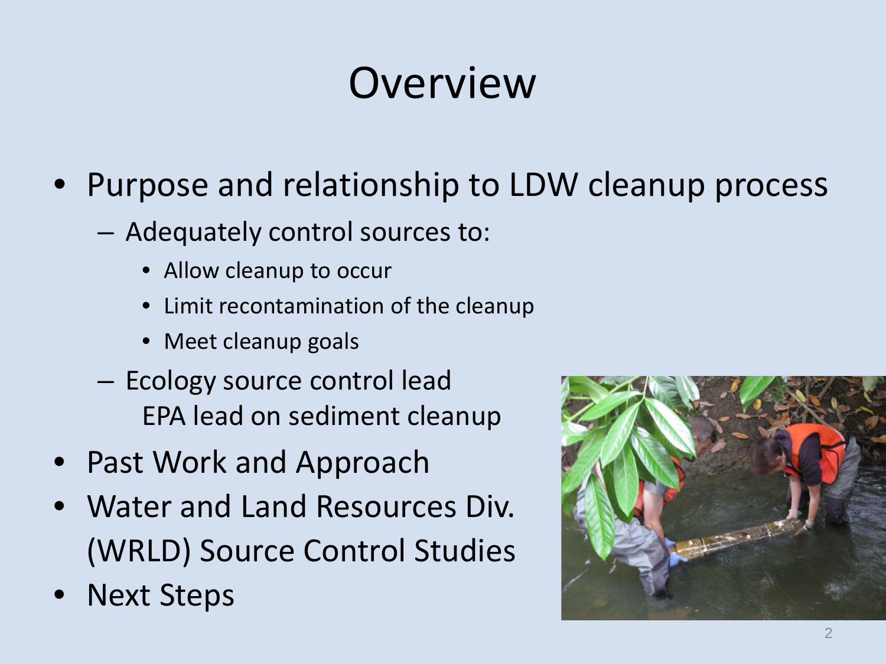# Overview

- Purpose and relationship to LDW cleanup process
  - Adequately control sources to:
    - Allow cleanup to occur
    - Limit recontamination of the cleanup
    - Meet cleanup goals
  - Ecology source control lead
    EPA lead on sediment cleanup
- Past Work and Approach
- Water and Land Resources Div. (WRLD) Source Control Studies
- Next Steps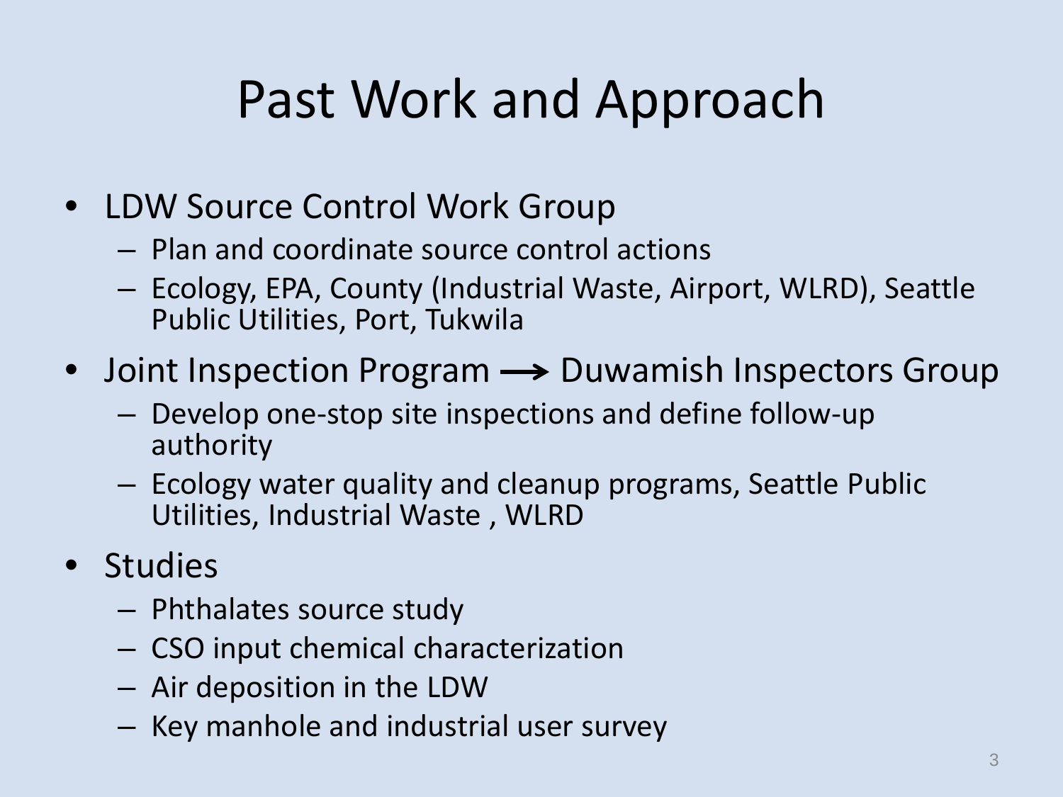# Past Work and Approach

- LDW Source Control Work Group
  - Plan and coordinate source control actions
  - Ecology, EPA, County (Industrial Waste, Airport, WLRD), Seattle Public Utilities, Port, Tukwila
- Joint Inspection Program ⟶ Duwamish Inspectors Group
  - Develop one-stop site inspections and define follow-up authority
  - Ecology water quality and cleanup programs, Seattle Public Utilities, Industrial Waste , WLRD
- Studies
  - Phthalates source study
  - CSO input chemical characterization
  - Air deposition in the LDW
  - Key manhole and industrial user survey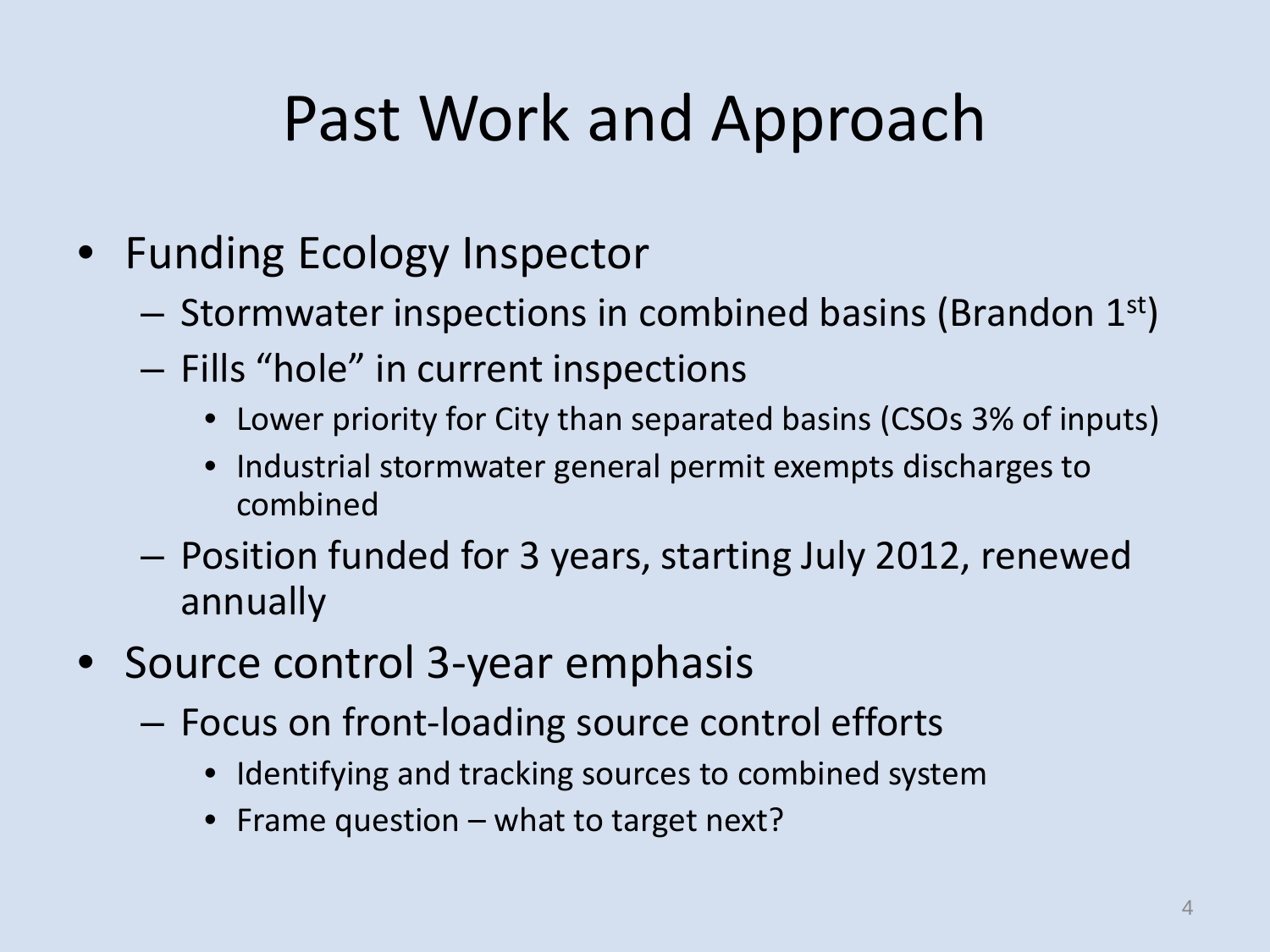# Past Work and Approach

- Funding Ecology Inspector
  - Stormwater inspections in combined basins (Brandon 1$^{st}$)
  - Fills "hole" in current inspections
    - Lower priority for City than separated basins (CSOs 3% of inputs)
    - Industrial stormwater general permit exempts discharges to combined
  - Position funded for 3 years, starting July 2012, renewed annually
- Source control 3-year emphasis
  - Focus on front-loading source control efforts
    - Identifying and tracking sources to combined system
    - Frame question – what to target next?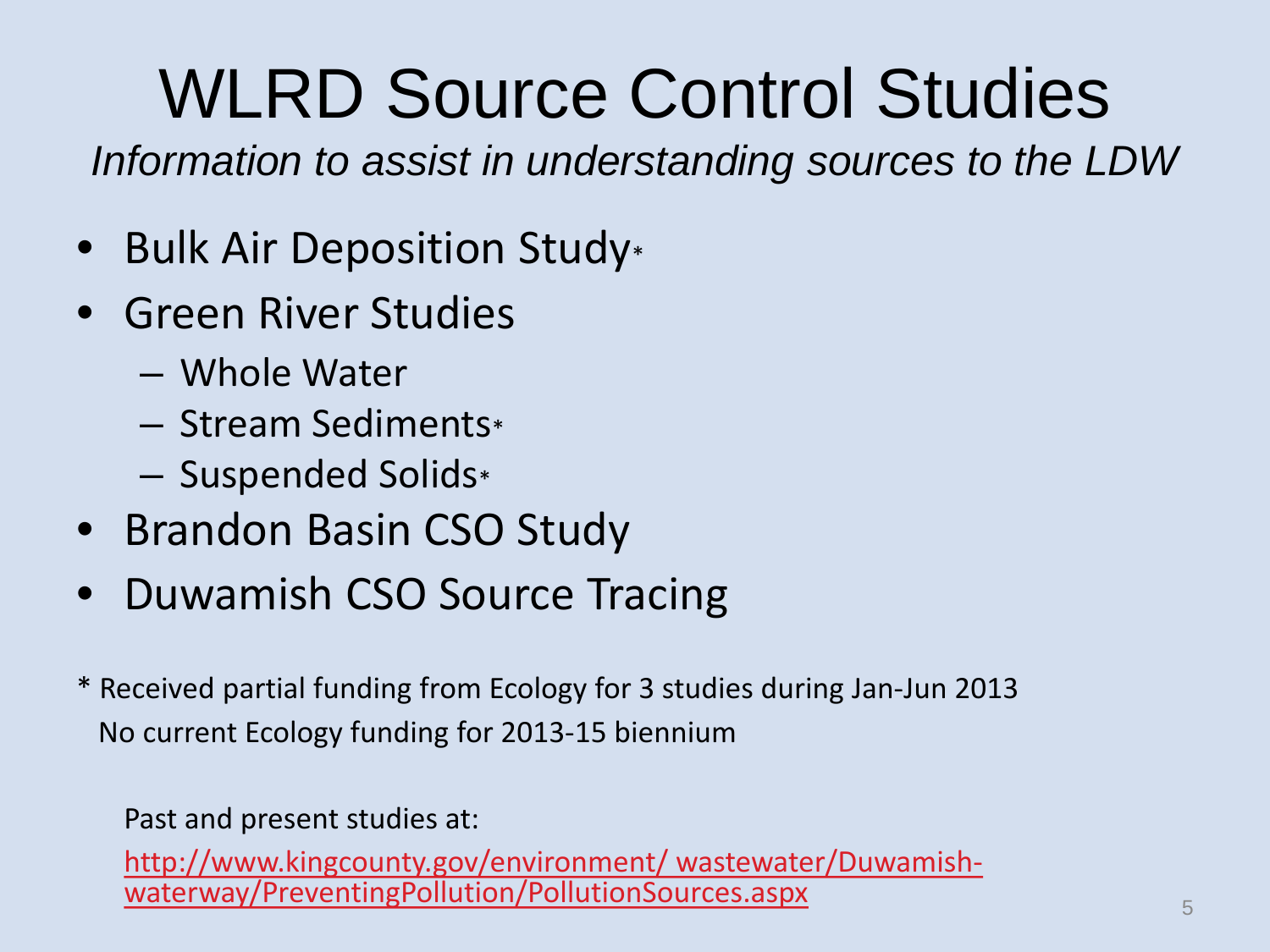# WLRD Source Control Studies

*Information to assist in understanding sources to the LDW*

- Bulk Air Deposition Study*
- Green River Studies
  - Whole Water
  - Stream Sediments*
  - Suspended Solids*
- Brandon Basin CSO Study
- Duwamish CSO Source Tracing

\* Received partial funding from Ecology for 3 studies during Jan-Jun 2013
No current Ecology funding for 2013-15 biennium

Past and present studies at:
http://www.kingcounty.gov/environment/ wastewater/Duwamish-waterway/PreventingPollution/PollutionSources.aspx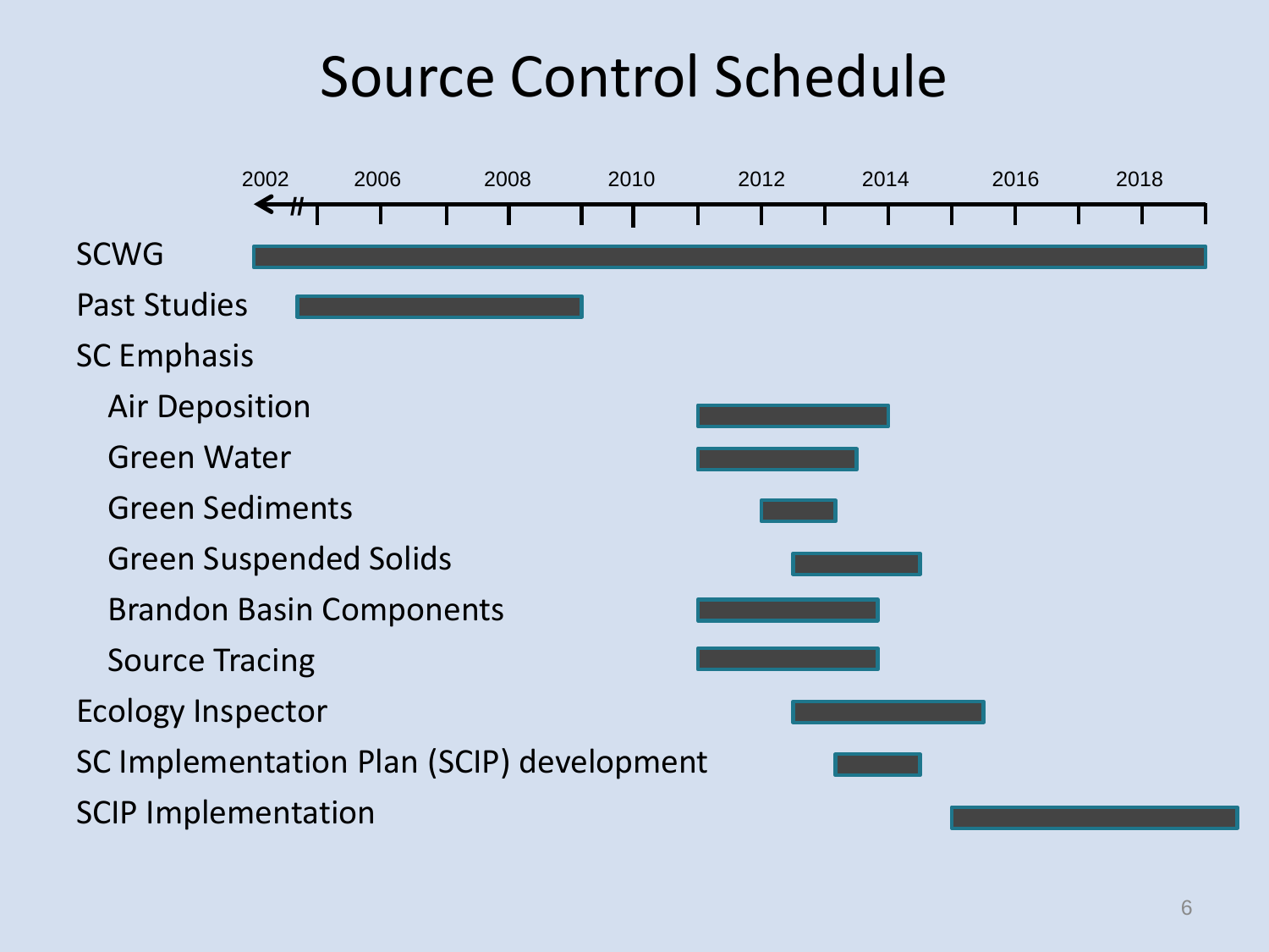# Source Control Schedule

2002 · 2006 · 2008 · 2010 · 2012 · 2014 · 2016 · 2018

- SCWG
- Past Studies
- SC Emphasis
  - Air Deposition
  - Green Water
  - Green Sediments
  - Green Suspended Solids
  - Brandon Basin Components
  - Source Tracing
- Ecology Inspector
- SC Implementation Plan (SCIP) development
- SCIP Implementation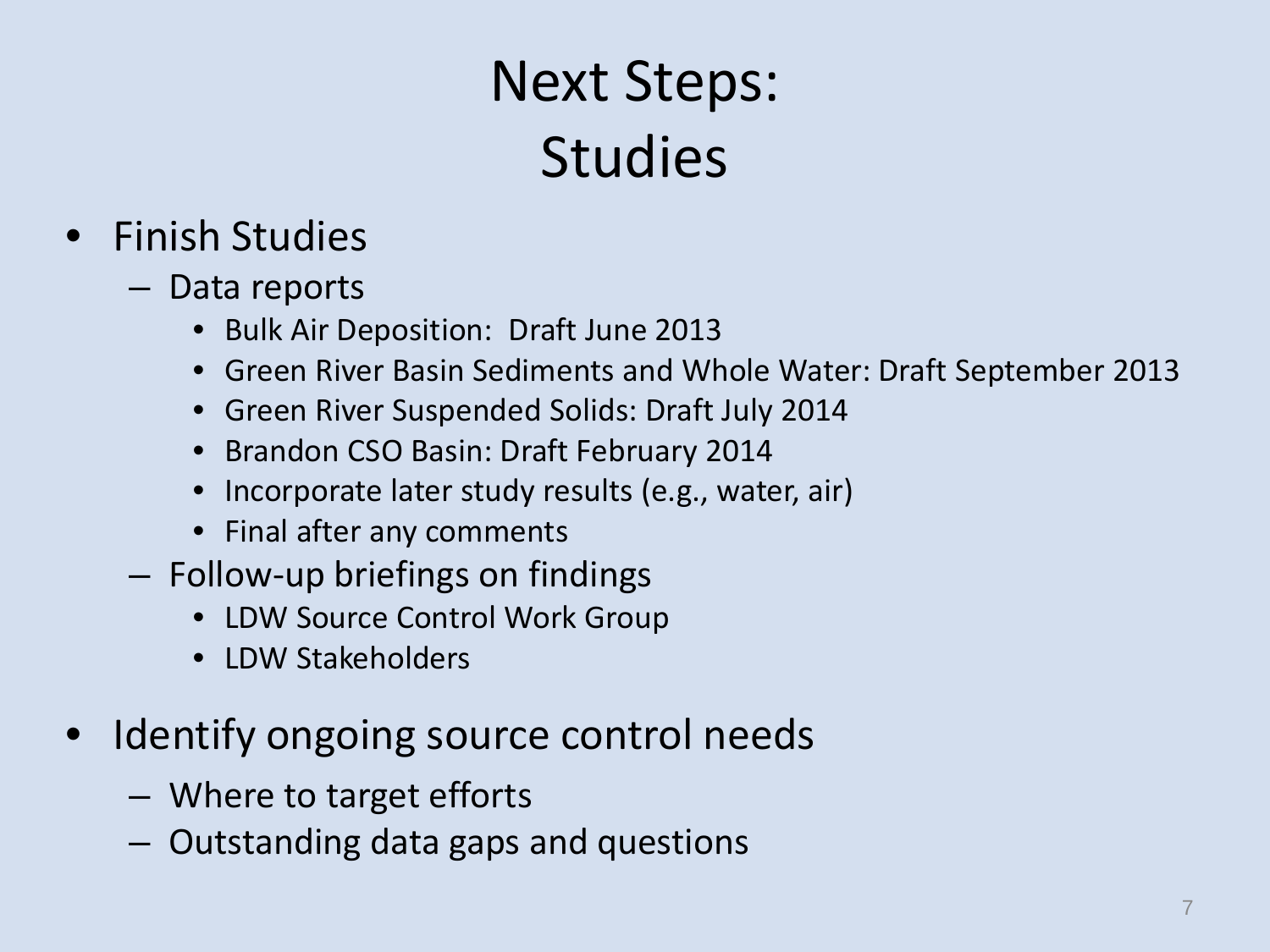# Next Steps: Studies

- Finish Studies
  - Data reports
    - Bulk Air Deposition: Draft June 2013
    - Green River Basin Sediments and Whole Water: Draft September 2013
    - Green River Suspended Solids: Draft July 2014
    - Brandon CSO Basin: Draft February 2014
    - Incorporate later study results (e.g., water, air)
    - Final after any comments
  - Follow-up briefings on findings
    - LDW Source Control Work Group
    - LDW Stakeholders
- Identify ongoing source control needs
  - Where to target efforts
  - Outstanding data gaps and questions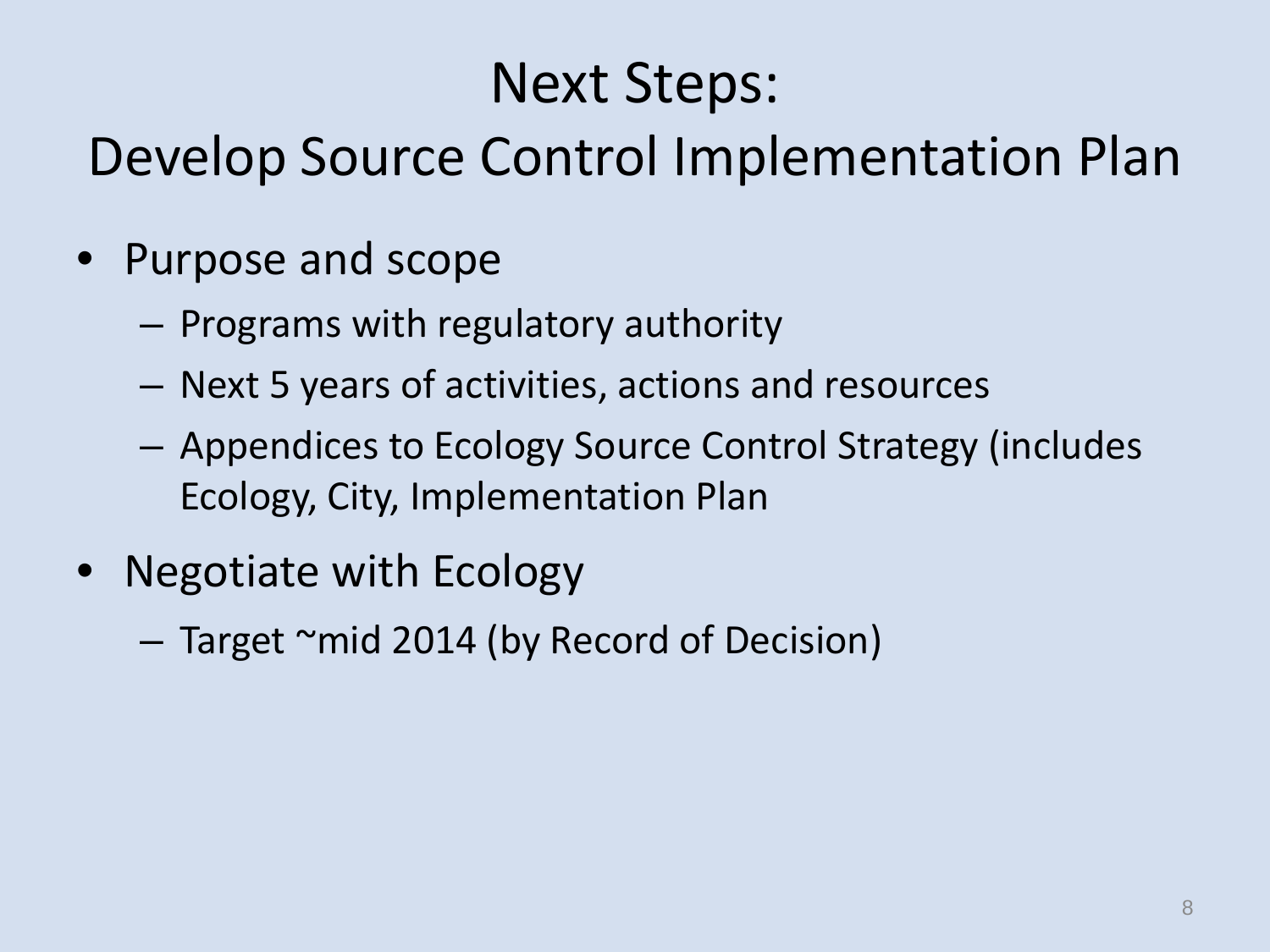# Next Steps: Develop Source Control Implementation Plan

- Purpose and scope
  - Programs with regulatory authority
  - Next 5 years of activities, actions and resources
  - Appendices to Ecology Source Control Strategy (includes Ecology, City, Implementation Plan
- Negotiate with Ecology
  - Target ~mid 2014 (by Record of Decision)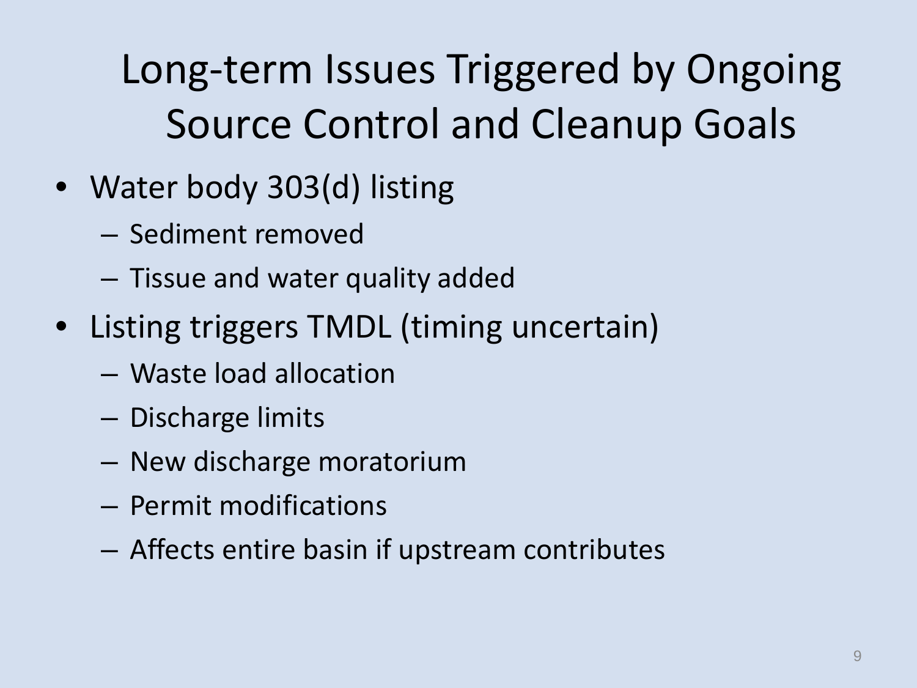# Long-term Issues Triggered by Ongoing Source Control and Cleanup Goals

- Water body 303(d) listing
  - Sediment removed
  - Tissue and water quality added
- Listing triggers TMDL (timing uncertain)
  - Waste load allocation
  - Discharge limits
  - New discharge moratorium
  - Permit modifications
  - Affects entire basin if upstream contributes